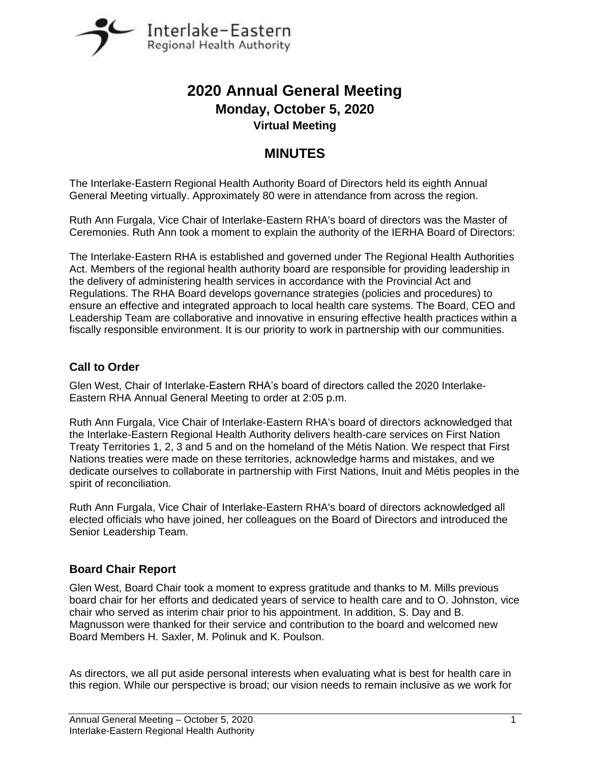# 2020 Annual General Meeting

## Monday, October 5, 2020

### Virtual Meeting

## MINUTES

The Interlake-Eastern Regional Health Authority Board of Directors held its eighth Annual General Meeting virtually. Approximately 80 were in attendance from across the region.

Ruth Ann Furgala, Vice Chair of Interlake-Eastern RHA's board of directors was the Master of Ceremonies. Ruth Ann took a moment to explain the authority of the IERHA Board of Directors:

The Interlake-Eastern RHA is established and governed under The Regional Health Authorities Act. Members of the regional health authority board are responsible for providing leadership in the delivery of administering health services in accordance with the Provincial Act and Regulations. The RHA Board develops governance strategies (policies and procedures) to ensure an effective and integrated approach to local health care systems. The Board, CEO and Leadership Team are collaborative and innovative in ensuring effective health practices within a fiscally responsible environment. It is our priority to work in partnership with our communities.

### Call to Order

Glen West, Chair of Interlake-Eastern RHA's board of directors called the 2020 Interlake-Eastern RHA Annual General Meeting to order at 2:05 p.m.

Ruth Ann Furgala, Vice Chair of Interlake-Eastern RHA's board of directors acknowledged that the Interlake-Eastern Regional Health Authority delivers health-care services on First Nation Treaty Territories 1, 2, 3 and 5 and on the homeland of the Métis Nation. We respect that First Nations treaties were made on these territories, acknowledge harms and mistakes, and we dedicate ourselves to collaborate in partnership with First Nations, Inuit and Métis peoples in the spirit of reconciliation.

Ruth Ann Furgala, Vice Chair of Interlake-Eastern RHA's board of directors acknowledged all elected officials who have joined, her colleagues on the Board of Directors and introduced the Senior Leadership Team.

### Board Chair Report

Glen West, Board Chair took a moment to express gratitude and thanks to M. Mills previous board chair for her efforts and dedicated years of service to health care and to O. Johnston, vice chair who served as interim chair prior to his appointment. In addition, S. Day and B. Magnusson were thanked for their service and contribution to the board and welcomed new Board Members H. Saxler, M. Polinuk and K. Poulson.

As directors, we all put aside personal interests when evaluating what is best for health care in this region. While our perspective is broad; our vision needs to remain inclusive as we work for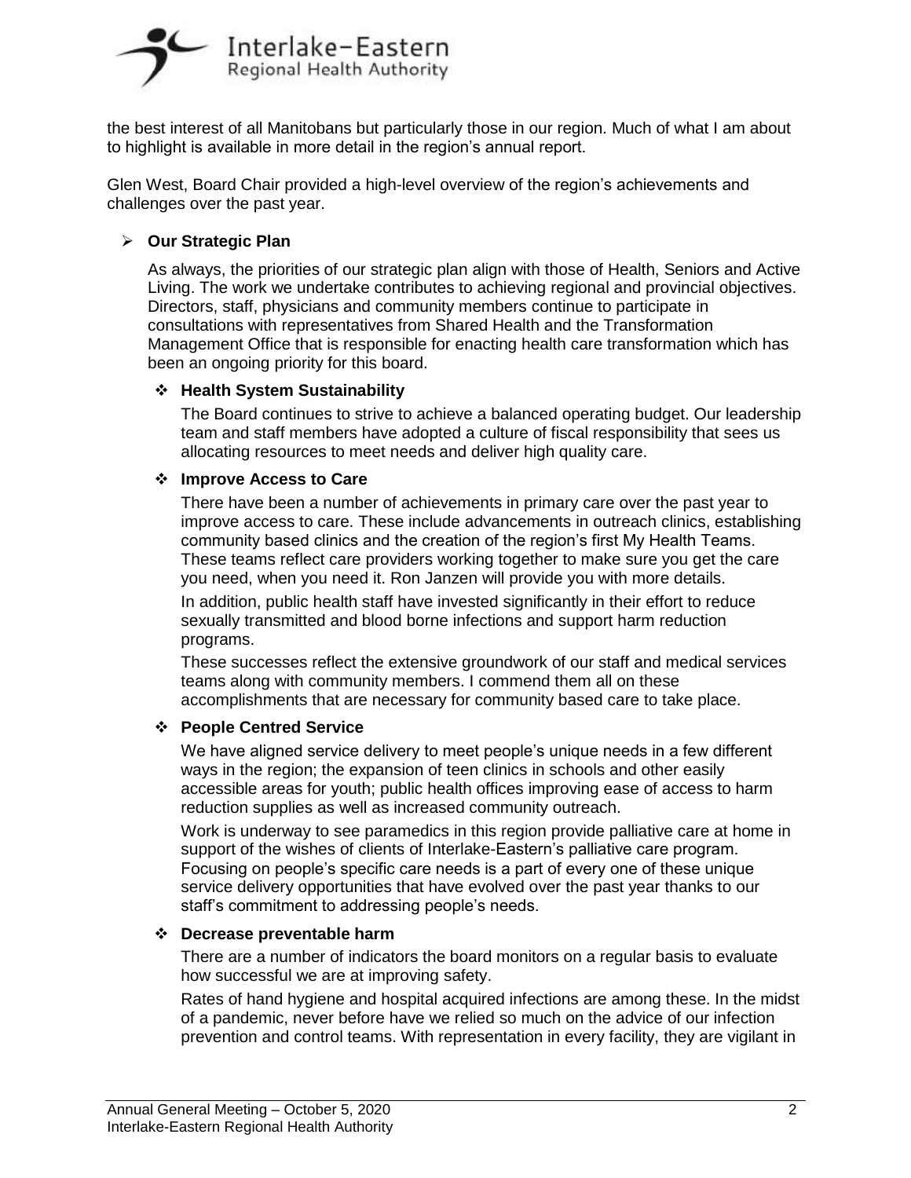the best interest of all Manitobans but particularly those in our region. Much of what I am about to highlight is available in more detail in the region's annual report.

Glen West, Board Chair provided a high-level overview of the region's achievements and challenges over the past year.

- **Our Strategic Plan**

  As always, the priorities of our strategic plan align with those of Health, Seniors and Active Living. The work we undertake contributes to achieving regional and provincial objectives. Directors, staff, physicians and community members continue to participate in consultations with representatives from Shared Health and the Transformation Management Office that is responsible for enacting health care transformation which has been an ongoing priority for this board.

  - **Health System Sustainability**

    The Board continues to strive to achieve a balanced operating budget. Our leadership team and staff members have adopted a culture of fiscal responsibility that sees us allocating resources to meet needs and deliver high quality care.

  - **Improve Access to Care**

    There have been a number of achievements in primary care over the past year to improve access to care. These include advancements in outreach clinics, establishing community based clinics and the creation of the region's first My Health Teams. These teams reflect care providers working together to make sure you get the care you need, when you need it. Ron Janzen will provide you with more details.

    In addition, public health staff have invested significantly in their effort to reduce sexually transmitted and blood borne infections and support harm reduction programs.

    These successes reflect the extensive groundwork of our staff and medical services teams along with community members. I commend them all on these accomplishments that are necessary for community based care to take place.

  - **People Centred Service**

    We have aligned service delivery to meet people's unique needs in a few different ways in the region; the expansion of teen clinics in schools and other easily accessible areas for youth; public health offices improving ease of access to harm reduction supplies as well as increased community outreach.

    Work is underway to see paramedics in this region provide palliative care at home in support of the wishes of clients of Interlake-Eastern's palliative care program. Focusing on people's specific care needs is a part of every one of these unique service delivery opportunities that have evolved over the past year thanks to our staff's commitment to addressing people's needs.

  - **Decrease preventable harm**

    There are a number of indicators the board monitors on a regular basis to evaluate how successful we are at improving safety.

    Rates of hand hygiene and hospital acquired infections are among these. In the midst of a pandemic, never before have we relied so much on the advice of our infection prevention and control teams. With representation in every facility, they are vigilant in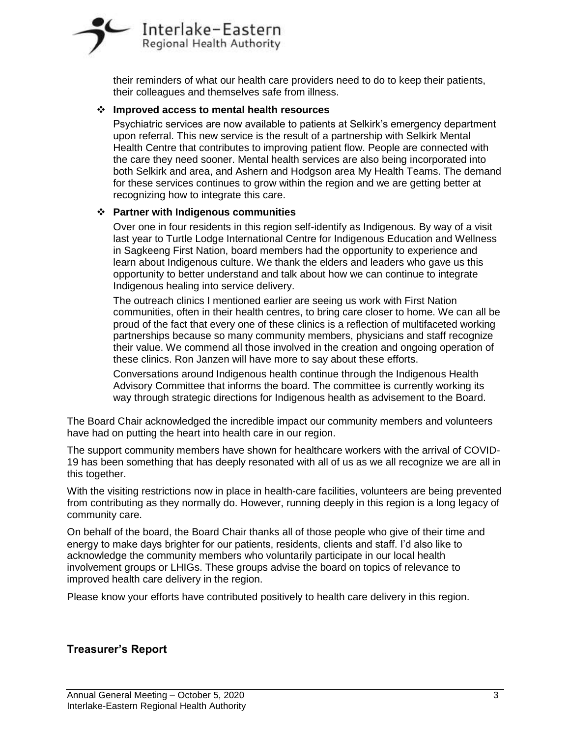their reminders of what our health care providers need to do to keep their patients, their colleagues and themselves safe from illness.

- **Improved access to mental health resources**

  Psychiatric services are now available to patients at Selkirk's emergency department upon referral. This new service is the result of a partnership with Selkirk Mental Health Centre that contributes to improving patient flow. People are connected with the care they need sooner. Mental health services are also being incorporated into both Selkirk and area, and Ashern and Hodgson area My Health Teams. The demand for these services continues to grow within the region and we are getting better at recognizing how to integrate this care.

- **Partner with Indigenous communities**

  Over one in four residents in this region self-identify as Indigenous. By way of a visit last year to Turtle Lodge International Centre for Indigenous Education and Wellness in Sagkeeng First Nation, board members had the opportunity to experience and learn about Indigenous culture. We thank the elders and leaders who gave us this opportunity to better understand and talk about how we can continue to integrate Indigenous healing into service delivery.

  The outreach clinics I mentioned earlier are seeing us work with First Nation communities, often in their health centres, to bring care closer to home. We can all be proud of the fact that every one of these clinics is a reflection of multifaceted working partnerships because so many community members, physicians and staff recognize their value. We commend all those involved in the creation and ongoing operation of these clinics. Ron Janzen will have more to say about these efforts.

  Conversations around Indigenous health continue through the Indigenous Health Advisory Committee that informs the board. The committee is currently working its way through strategic directions for Indigenous health as advisement to the Board.

The Board Chair acknowledged the incredible impact our community members and volunteers have had on putting the heart into health care in our region.

The support community members have shown for healthcare workers with the arrival of COVID-19 has been something that has deeply resonated with all of us as we all recognize we are all in this together.

With the visiting restrictions now in place in health-care facilities, volunteers are being prevented from contributing as they normally do. However, running deeply in this region is a long legacy of community care.

On behalf of the board, the Board Chair thanks all of those people who give of their time and energy to make days brighter for our patients, residents, clients and staff. I'd also like to acknowledge the community members who voluntarily participate in our local health involvement groups or LHIGs. These groups advise the board on topics of relevance to improved health care delivery in the region.

Please know your efforts have contributed positively to health care delivery in this region.

## Treasurer's Report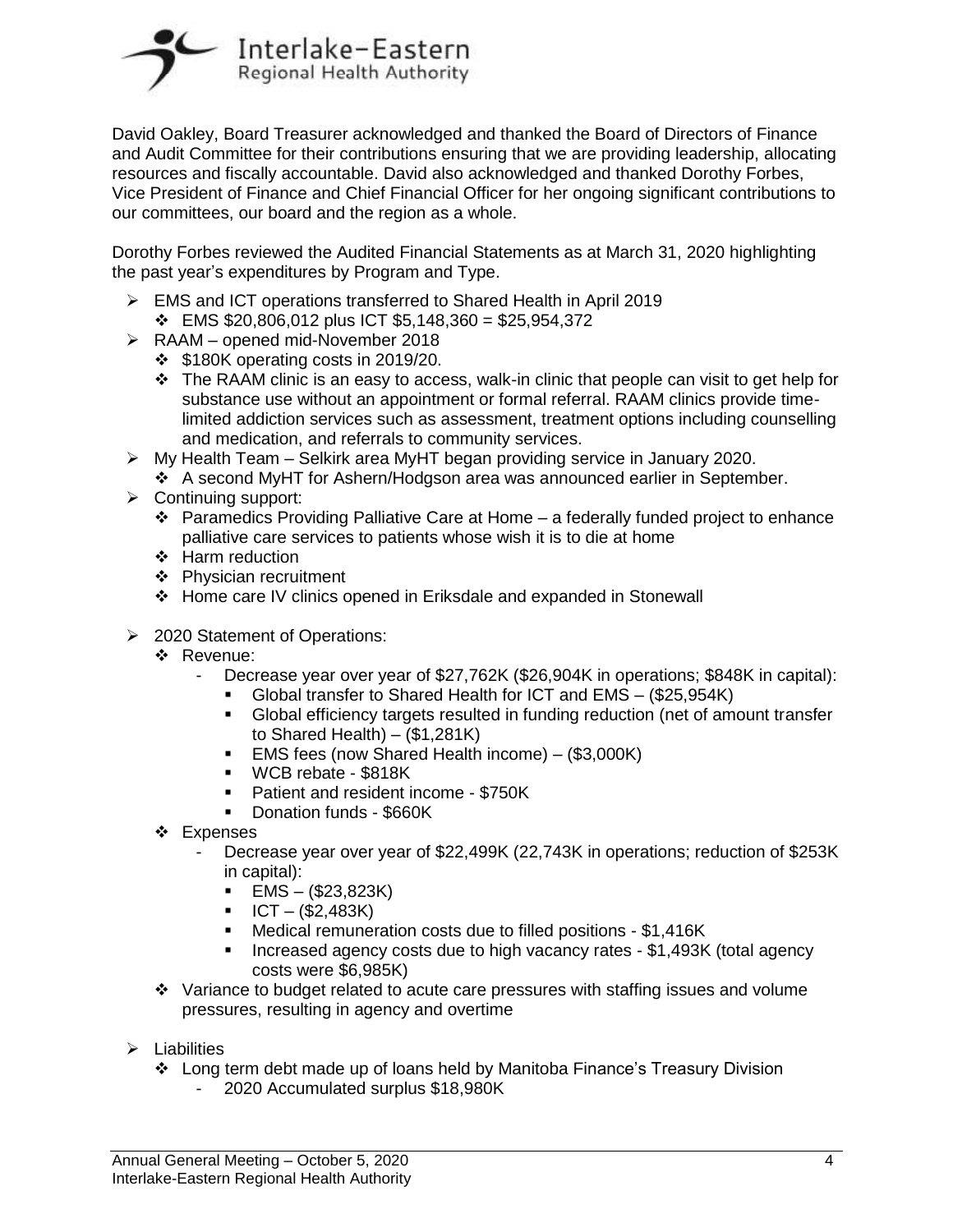David Oakley, Board Treasurer acknowledged and thanked the Board of Directors of Finance and Audit Committee for their contributions ensuring that we are providing leadership, allocating resources and fiscally accountable. David also acknowledged and thanked Dorothy Forbes, Vice President of Finance and Chief Financial Officer for her ongoing significant contributions to our committees, our board and the region as a whole.

Dorothy Forbes reviewed the Audited Financial Statements as at March 31, 2020 highlighting the past year's expenditures by Program and Type.

- EMS and ICT operations transferred to Shared Health in April 2019
  - EMS $20,806,012 plus ICT $5,148,360 = $25,954,372
- RAAM – opened mid-November 2018
  - $180K operating costs in 2019/20.
  - The RAAM clinic is an easy to access, walk-in clinic that people can visit to get help for substance use without an appointment or formal referral. RAAM clinics provide time-limited addiction services such as assessment, treatment options including counselling and medication, and referrals to community services.
- My Health Team – Selkirk area MyHT began providing service in January 2020.
  - A second MyHT for Ashern/Hodgson area was announced earlier in September.
- Continuing support:
  - Paramedics Providing Palliative Care at Home – a federally funded project to enhance palliative care services to patients whose wish it is to die at home
  - Harm reduction
  - Physician recruitment
  - Home care IV clinics opened in Eriksdale and expanded in Stonewall
- 2020 Statement of Operations:
  - Revenue:
    - Decrease year over year of $27,762K ($26,904K in operations; $848K in capital):
      - Global transfer to Shared Health for ICT and EMS – ($25,954K)
      - Global efficiency targets resulted in funding reduction (net of amount transfer to Shared Health) – ($1,281K)
      - EMS fees (now Shared Health income) – ($3,000K)
      - WCB rebate - $818K
      - Patient and resident income - $750K
      - Donation funds - $660K
  - Expenses
    - Decrease year over year of $22,499K (22,743K in operations; reduction of $253K in capital):
      - EMS – ($23,823K)
      - ICT – ($2,483K)
      - Medical remuneration costs due to filled positions - $1,416K
      - Increased agency costs due to high vacancy rates - $1,493K (total agency costs were $6,985K)
  - Variance to budget related to acute care pressures with staffing issues and volume pressures, resulting in agency and overtime
- Liabilities
  - Long term debt made up of loans held by Manitoba Finance's Treasury Division
    - 2020 Accumulated surplus $18,980K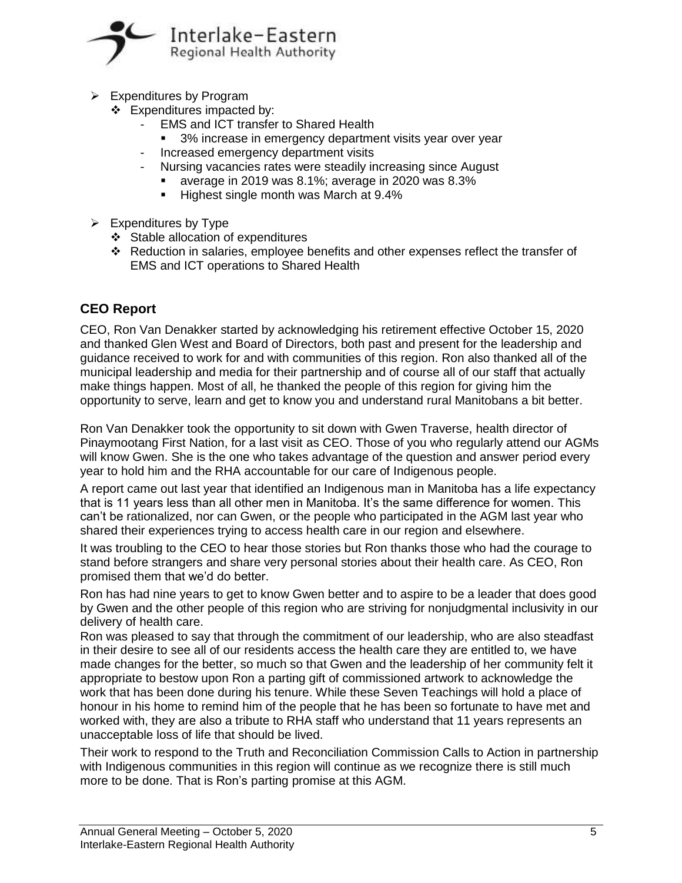- Expenditures by Program
  - Expenditures impacted by:
    - EMS and ICT transfer to Shared Health
      - 3% increase in emergency department visits year over year
    - Increased emergency department visits
    - Nursing vacancies rates were steadily increasing since August
      - average in 2019 was 8.1%; average in 2020 was 8.3%
      - Highest single month was March at 9.4%

- Expenditures by Type
  - Stable allocation of expenditures
  - Reduction in salaries, employee benefits and other expenses reflect the transfer of EMS and ICT operations to Shared Health

## CEO Report

CEO, Ron Van Denakker started by acknowledging his retirement effective October 15, 2020 and thanked Glen West and Board of Directors, both past and present for the leadership and guidance received to work for and with communities of this region. Ron also thanked all of the municipal leadership and media for their partnership and of course all of our staff that actually make things happen. Most of all, he thanked the people of this region for giving him the opportunity to serve, learn and get to know you and understand rural Manitobans a bit better.

Ron Van Denakker took the opportunity to sit down with Gwen Traverse, health director of Pinaymootang First Nation, for a last visit as CEO. Those of you who regularly attend our AGMs will know Gwen. She is the one who takes advantage of the question and answer period every year to hold him and the RHA accountable for our care of Indigenous people.

A report came out last year that identified an Indigenous man in Manitoba has a life expectancy that is 11 years less than all other men in Manitoba. It's the same difference for women. This can't be rationalized, nor can Gwen, or the people who participated in the AGM last year who shared their experiences trying to access health care in our region and elsewhere.

It was troubling to the CEO to hear those stories but Ron thanks those who had the courage to stand before strangers and share very personal stories about their health care. As CEO, Ron promised them that we'd do better.

Ron has had nine years to get to know Gwen better and to aspire to be a leader that does good by Gwen and the other people of this region who are striving for nonjudgmental inclusivity in our delivery of health care.

Ron was pleased to say that through the commitment of our leadership, who are also steadfast in their desire to see all of our residents access the health care they are entitled to, we have made changes for the better, so much so that Gwen and the leadership of her community felt it appropriate to bestow upon Ron a parting gift of commissioned artwork to acknowledge the work that has been done during his tenure. While these Seven Teachings will hold a place of honour in his home to remind him of the people that he has been so fortunate to have met and worked with, they are also a tribute to RHA staff who understand that 11 years represents an unacceptable loss of life that should be lived.

Their work to respond to the Truth and Reconciliation Commission Calls to Action in partnership with Indigenous communities in this region will continue as we recognize there is still much more to be done. That is Ron's parting promise at this AGM.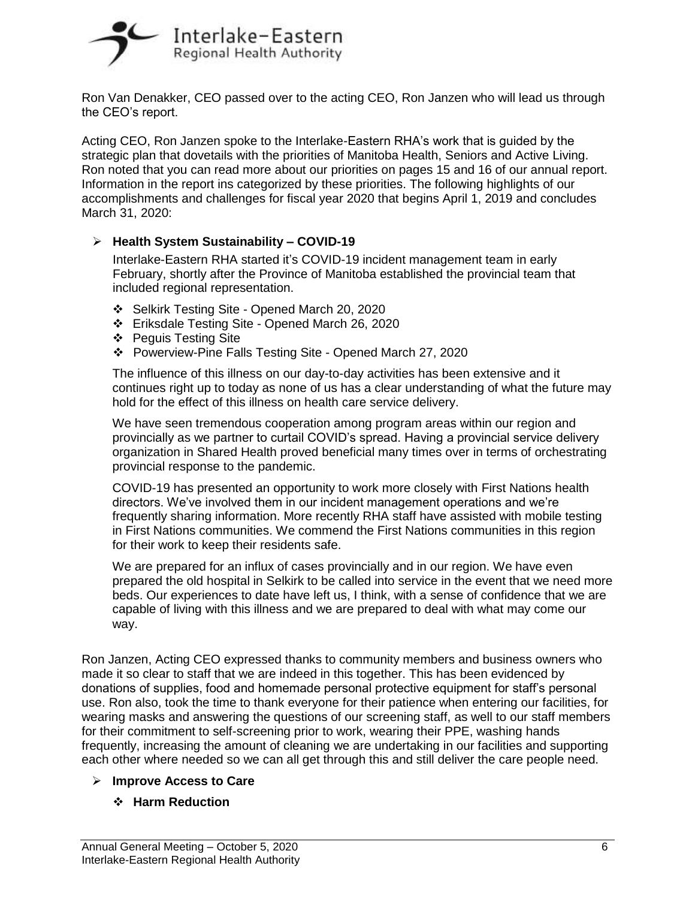Ron Van Denakker, CEO passed over to the acting CEO, Ron Janzen who will lead us through the CEO's report.

Acting CEO, Ron Janzen spoke to the Interlake-Eastern RHA's work that is guided by the strategic plan that dovetails with the priorities of Manitoba Health, Seniors and Active Living. Ron noted that you can read more about our priorities on pages 15 and 16 of our annual report. Information in the report ins categorized by these priorities. The following highlights of our accomplishments and challenges for fiscal year 2020 that begins April 1, 2019 and concludes March 31, 2020:

- **Health System Sustainability – COVID-19**

  Interlake-Eastern RHA started it's COVID-19 incident management team in early February, shortly after the Province of Manitoba established the provincial team that included regional representation.

  - Selkirk Testing Site - Opened March 20, 2020
  - Eriksdale Testing Site - Opened March 26, 2020
  - Peguis Testing Site
  - Powerview-Pine Falls Testing Site - Opened March 27, 2020

  The influence of this illness on our day-to-day activities has been extensive and it continues right up to today as none of us has a clear understanding of what the future may hold for the effect of this illness on health care service delivery.

  We have seen tremendous cooperation among program areas within our region and provincially as we partner to curtail COVID's spread. Having a provincial service delivery organization in Shared Health proved beneficial many times over in terms of orchestrating provincial response to the pandemic.

  COVID-19 has presented an opportunity to work more closely with First Nations health directors. We've involved them in our incident management operations and we're frequently sharing information. More recently RHA staff have assisted with mobile testing in First Nations communities. We commend the First Nations communities in this region for their work to keep their residents safe.

  We are prepared for an influx of cases provincially and in our region. We have even prepared the old hospital in Selkirk to be called into service in the event that we need more beds. Our experiences to date have left us, I think, with a sense of confidence that we are capable of living with this illness and we are prepared to deal with what may come our way.

Ron Janzen, Acting CEO expressed thanks to community members and business owners who made it so clear to staff that we are indeed in this together. This has been evidenced by donations of supplies, food and homemade personal protective equipment for staff's personal use. Ron also, took the time to thank everyone for their patience when entering our facilities, for wearing masks and answering the questions of our screening staff, as well to our staff members for their commitment to self-screening prior to work, wearing their PPE, washing hands frequently, increasing the amount of cleaning we are undertaking in our facilities and supporting each other where needed so we can all get through this and still deliver the care people need.

- **Improve Access to Care**
  - **Harm Reduction**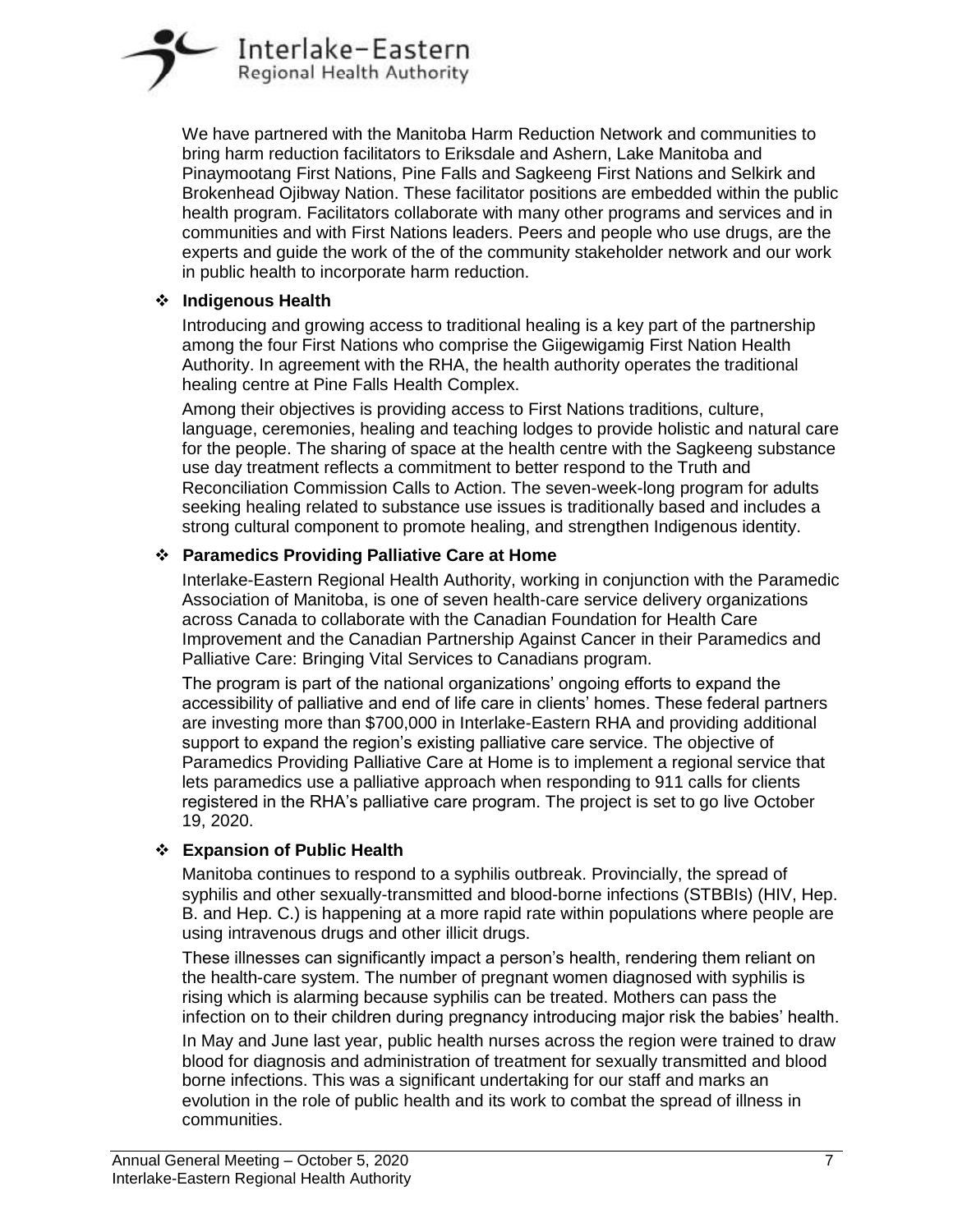We have partnered with the Manitoba Harm Reduction Network and communities to bring harm reduction facilitators to Eriksdale and Ashern, Lake Manitoba and Pinaymootang First Nations, Pine Falls and Sagkeeng First Nations and Selkirk and Brokenhead Ojibway Nation. These facilitator positions are embedded within the public health program. Facilitators collaborate with many other programs and services and in communities and with First Nations leaders. Peers and people who use drugs, are the experts and guide the work of the of the community stakeholder network and our work in public health to incorporate harm reduction.

- **Indigenous Health**

  Introducing and growing access to traditional healing is a key part of the partnership among the four First Nations who comprise the Giigewigamig First Nation Health Authority. In agreement with the RHA, the health authority operates the traditional healing centre at Pine Falls Health Complex.

  Among their objectives is providing access to First Nations traditions, culture, language, ceremonies, healing and teaching lodges to provide holistic and natural care for the people. The sharing of space at the health centre with the Sagkeeng substance use day treatment reflects a commitment to better respond to the Truth and Reconciliation Commission Calls to Action. The seven-week-long program for adults seeking healing related to substance use issues is traditionally based and includes a strong cultural component to promote healing, and strengthen Indigenous identity.

- **Paramedics Providing Palliative Care at Home**

  Interlake-Eastern Regional Health Authority, working in conjunction with the Paramedic Association of Manitoba, is one of seven health-care service delivery organizations across Canada to collaborate with the Canadian Foundation for Health Care Improvement and the Canadian Partnership Against Cancer in their Paramedics and Palliative Care: Bringing Vital Services to Canadians program.

  The program is part of the national organizations' ongoing efforts to expand the accessibility of palliative and end of life care in clients' homes. These federal partners are investing more than $700,000 in Interlake-Eastern RHA and providing additional support to expand the region's existing palliative care service. The objective of Paramedics Providing Palliative Care at Home is to implement a regional service that lets paramedics use a palliative approach when responding to 911 calls for clients registered in the RHA's palliative care program. The project is set to go live October 19, 2020.

- **Expansion of Public Health**

  Manitoba continues to respond to a syphilis outbreak. Provincially, the spread of syphilis and other sexually-transmitted and blood-borne infections (STBBIs) (HIV, Hep. B. and Hep. C.) is happening at a more rapid rate within populations where people are using intravenous drugs and other illicit drugs.

  These illnesses can significantly impact a person's health, rendering them reliant on the health-care system. The number of pregnant women diagnosed with syphilis is rising which is alarming because syphilis can be treated. Mothers can pass the infection on to their children during pregnancy introducing major risk the babies' health.

  In May and June last year, public health nurses across the region were trained to draw blood for diagnosis and administration of treatment for sexually transmitted and blood borne infections. This was a significant undertaking for our staff and marks an evolution in the role of public health and its work to combat the spread of illness in communities.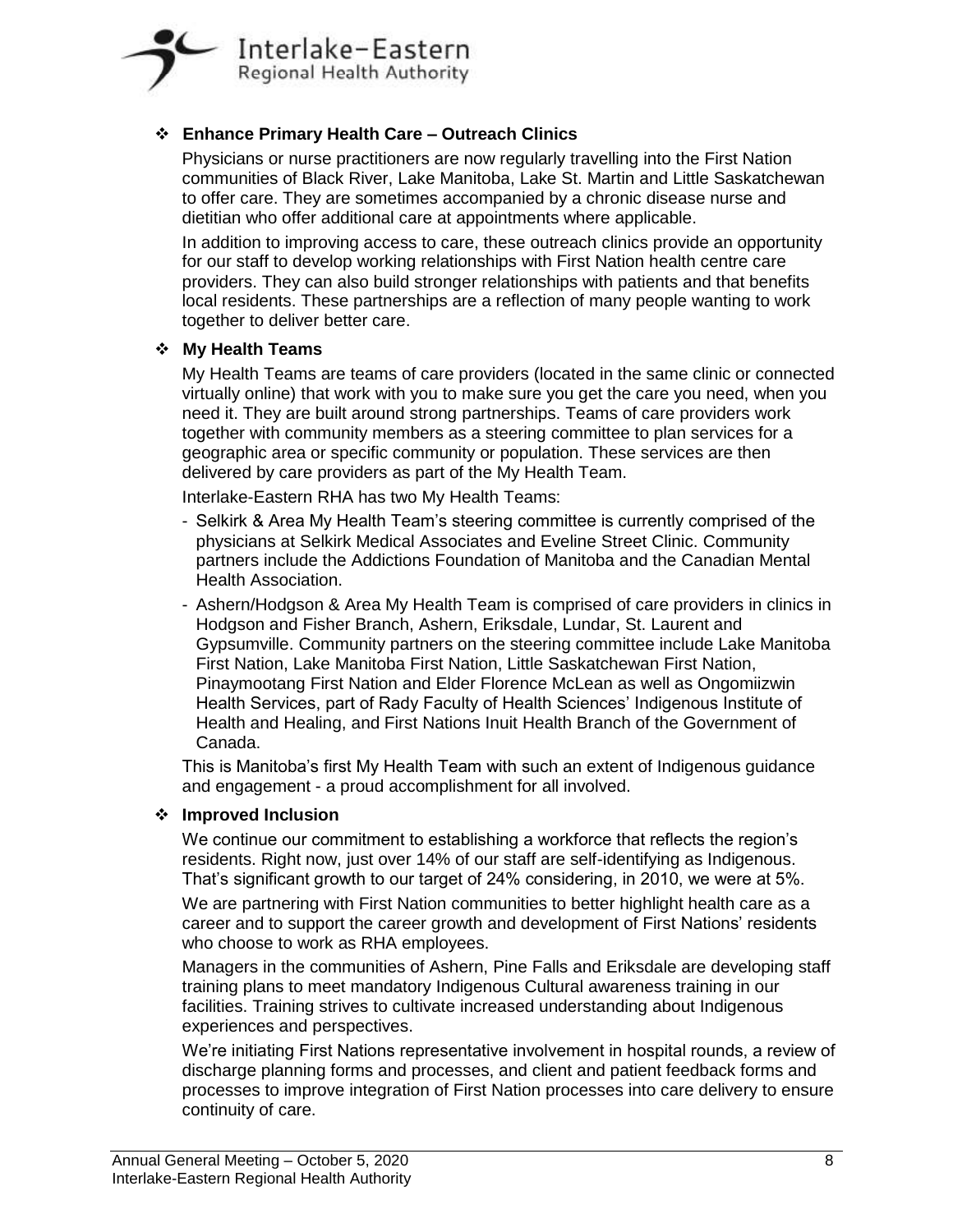## Enhance Primary Health Care – Outreach Clinics

Physicians or nurse practitioners are now regularly travelling into the First Nation communities of Black River, Lake Manitoba, Lake St. Martin and Little Saskatchewan to offer care. They are sometimes accompanied by a chronic disease nurse and dietitian who offer additional care at appointments where applicable.

In addition to improving access to care, these outreach clinics provide an opportunity for our staff to develop working relationships with First Nation health centre care providers. They can also build stronger relationships with patients and that benefits local residents. These partnerships are a reflection of many people wanting to work together to deliver better care.

## My Health Teams

My Health Teams are teams of care providers (located in the same clinic or connected virtually online) that work with you to make sure you get the care you need, when you need it. They are built around strong partnerships. Teams of care providers work together with community members as a steering committee to plan services for a geographic area or specific community or population. These services are then delivered by care providers as part of the My Health Team.

Interlake-Eastern RHA has two My Health Teams:

- Selkirk & Area My Health Team's steering committee is currently comprised of the physicians at Selkirk Medical Associates and Eveline Street Clinic. Community partners include the Addictions Foundation of Manitoba and the Canadian Mental Health Association.
- Ashern/Hodgson & Area My Health Team is comprised of care providers in clinics in Hodgson and Fisher Branch, Ashern, Eriksdale, Lundar, St. Laurent and Gypsumville. Community partners on the steering committee include Lake Manitoba First Nation, Lake Manitoba First Nation, Little Saskatchewan First Nation, Pinaymootang First Nation and Elder Florence McLean as well as Ongomiizwin Health Services, part of Rady Faculty of Health Sciences' Indigenous Institute of Health and Healing, and First Nations Inuit Health Branch of the Government of Canada.

This is Manitoba's first My Health Team with such an extent of Indigenous guidance and engagement - a proud accomplishment for all involved.

## Improved Inclusion

We continue our commitment to establishing a workforce that reflects the region's residents. Right now, just over 14% of our staff are self-identifying as Indigenous. That's significant growth to our target of 24% considering, in 2010, we were at 5%.

We are partnering with First Nation communities to better highlight health care as a career and to support the career growth and development of First Nations' residents who choose to work as RHA employees.

Managers in the communities of Ashern, Pine Falls and Eriksdale are developing staff training plans to meet mandatory Indigenous Cultural awareness training in our facilities. Training strives to cultivate increased understanding about Indigenous experiences and perspectives.

We're initiating First Nations representative involvement in hospital rounds, a review of discharge planning forms and processes, and client and patient feedback forms and processes to improve integration of First Nation processes into care delivery to ensure continuity of care.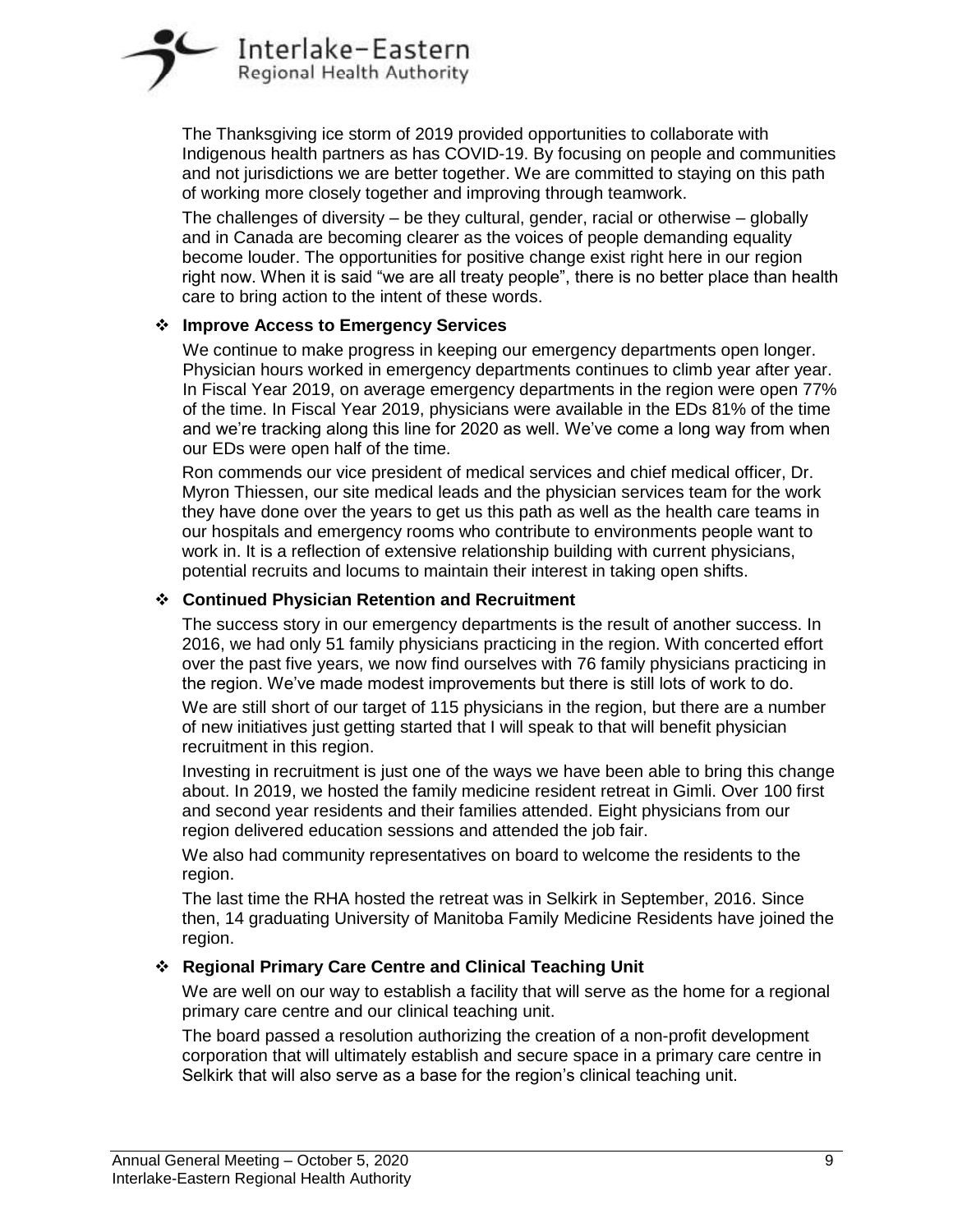The Thanksgiving ice storm of 2019 provided opportunities to collaborate with Indigenous health partners as has COVID-19. By focusing on people and communities and not jurisdictions we are better together. We are committed to staying on this path of working more closely together and improving through teamwork.

The challenges of diversity – be they cultural, gender, racial or otherwise – globally and in Canada are becoming clearer as the voices of people demanding equality become louder. The opportunities for positive change exist right here in our region right now. When it is said "we are all treaty people", there is no better place than health care to bring action to the intent of these words.

- **Improve Access to Emergency Services**

  We continue to make progress in keeping our emergency departments open longer. Physician hours worked in emergency departments continues to climb year after year. In Fiscal Year 2019, on average emergency departments in the region were open 77% of the time. In Fiscal Year 2019, physicians were available in the EDs 81% of the time and we're tracking along this line for 2020 as well. We've come a long way from when our EDs were open half of the time.

  Ron commends our vice president of medical services and chief medical officer, Dr. Myron Thiessen, our site medical leads and the physician services team for the work they have done over the years to get us this path as well as the health care teams in our hospitals and emergency rooms who contribute to environments people want to work in. It is a reflection of extensive relationship building with current physicians, potential recruits and locums to maintain their interest in taking open shifts.

- **Continued Physician Retention and Recruitment**

  The success story in our emergency departments is the result of another success. In 2016, we had only 51 family physicians practicing in the region. With concerted effort over the past five years, we now find ourselves with 76 family physicians practicing in the region. We've made modest improvements but there is still lots of work to do.

  We are still short of our target of 115 physicians in the region, but there are a number of new initiatives just getting started that I will speak to that will benefit physician recruitment in this region.

  Investing in recruitment is just one of the ways we have been able to bring this change about. In 2019, we hosted the family medicine resident retreat in Gimli. Over 100 first and second year residents and their families attended. Eight physicians from our region delivered education sessions and attended the job fair.

  We also had community representatives on board to welcome the residents to the region.

  The last time the RHA hosted the retreat was in Selkirk in September, 2016. Since then, 14 graduating University of Manitoba Family Medicine Residents have joined the region.

- **Regional Primary Care Centre and Clinical Teaching Unit**

  We are well on our way to establish a facility that will serve as the home for a regional primary care centre and our clinical teaching unit.

  The board passed a resolution authorizing the creation of a non-profit development corporation that will ultimately establish and secure space in a primary care centre in Selkirk that will also serve as a base for the region's clinical teaching unit.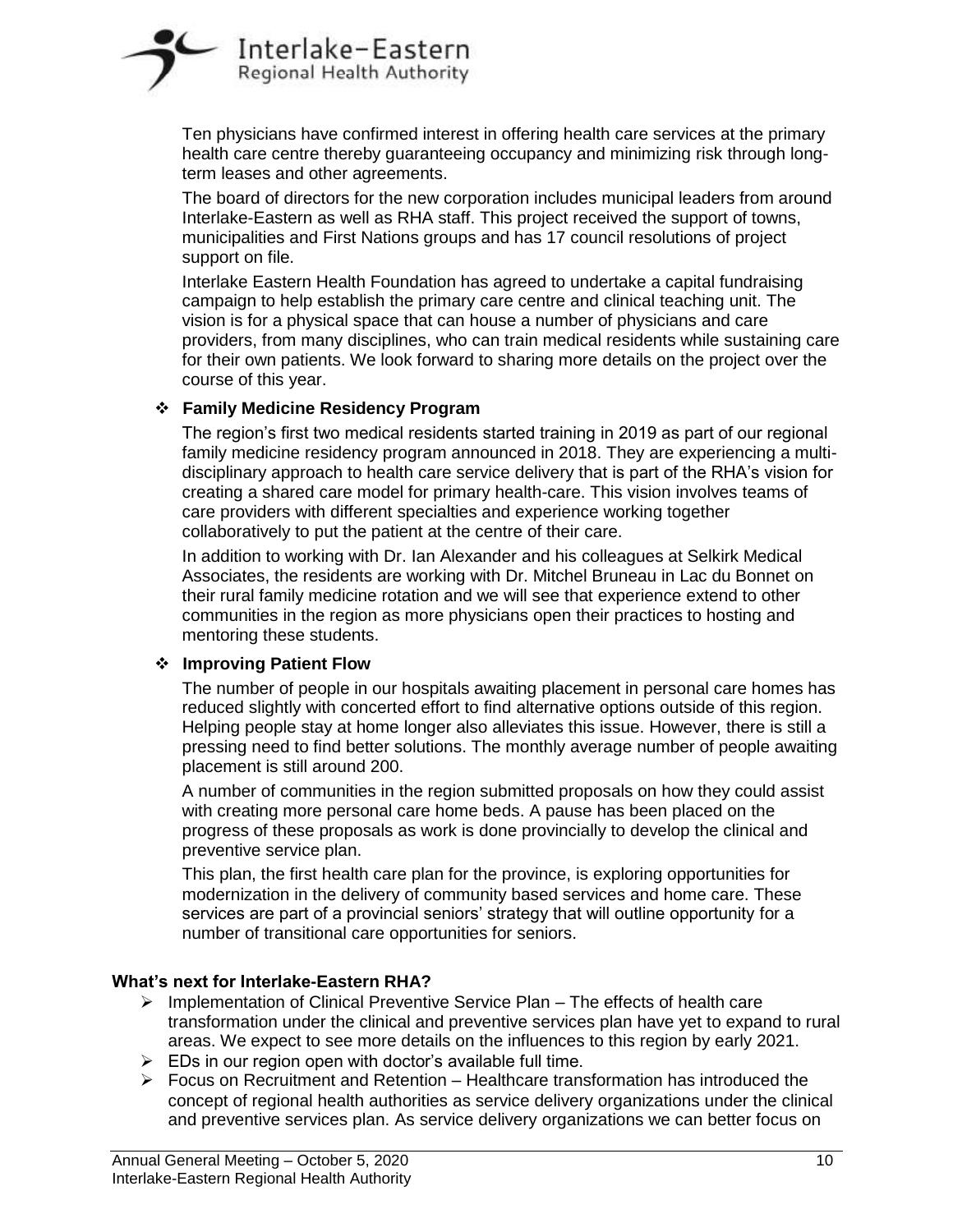Ten physicians have confirmed interest in offering health care services at the primary health care centre thereby guaranteeing occupancy and minimizing risk through long-term leases and other agreements.

The board of directors for the new corporation includes municipal leaders from around Interlake-Eastern as well as RHA staff. This project received the support of towns, municipalities and First Nations groups and has 17 council resolutions of project support on file.

Interlake Eastern Health Foundation has agreed to undertake a capital fundraising campaign to help establish the primary care centre and clinical teaching unit. The vision is for a physical space that can house a number of physicians and care providers, from many disciplines, who can train medical residents while sustaining care for their own patients. We look forward to sharing more details on the project over the course of this year.

- **Family Medicine Residency Program**

  The region's first two medical residents started training in 2019 as part of our regional family medicine residency program announced in 2018. They are experiencing a multi-disciplinary approach to health care service delivery that is part of the RHA's vision for creating a shared care model for primary health-care. This vision involves teams of care providers with different specialties and experience working together collaboratively to put the patient at the centre of their care.

  In addition to working with Dr. Ian Alexander and his colleagues at Selkirk Medical Associates, the residents are working with Dr. Mitchel Bruneau in Lac du Bonnet on their rural family medicine rotation and we will see that experience extend to other communities in the region as more physicians open their practices to hosting and mentoring these students.

- **Improving Patient Flow**

  The number of people in our hospitals awaiting placement in personal care homes has reduced slightly with concerted effort to find alternative options outside of this region. Helping people stay at home longer also alleviates this issue. However, there is still a pressing need to find better solutions. The monthly average number of people awaiting placement is still around 200.

  A number of communities in the region submitted proposals on how they could assist with creating more personal care home beds. A pause has been placed on the progress of these proposals as work is done provincially to develop the clinical and preventive service plan.

  This plan, the first health care plan for the province, is exploring opportunities for modernization in the delivery of community based services and home care. These services are part of a provincial seniors' strategy that will outline opportunity for a number of transitional care opportunities for seniors.

**What's next for Interlake-Eastern RHA?**

- Implementation of Clinical Preventive Service Plan – The effects of health care transformation under the clinical and preventive services plan have yet to expand to rural areas. We expect to see more details on the influences to this region by early 2021.
- EDs in our region open with doctor's available full time.
- Focus on Recruitment and Retention – Healthcare transformation has introduced the concept of regional health authorities as service delivery organizations under the clinical and preventive services plan. As service delivery organizations we can better focus on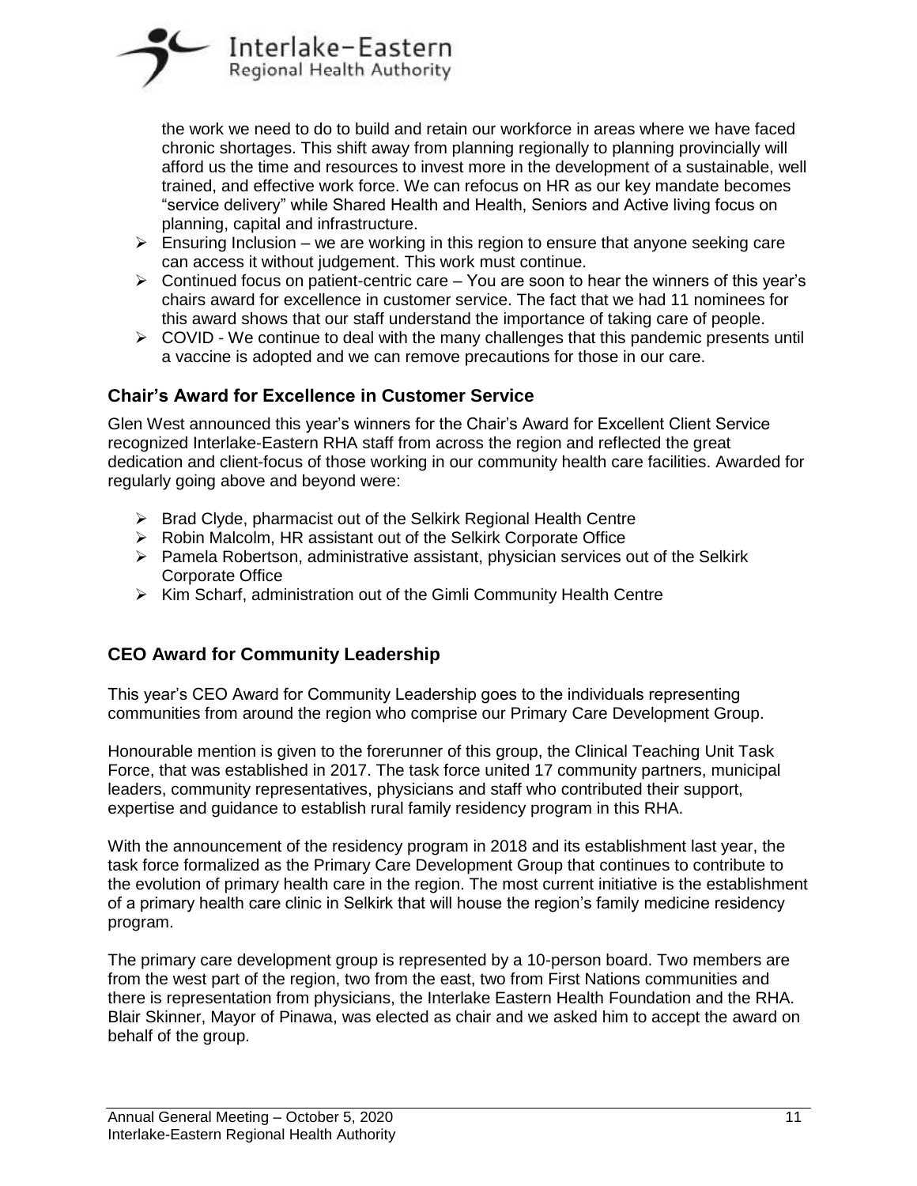the work we need to do to build and retain our workforce in areas where we have faced chronic shortages. This shift away from planning regionally to planning provincially will afford us the time and resources to invest more in the development of a sustainable, well trained, and effective work force. We can refocus on HR as our key mandate becomes "service delivery" while Shared Health and Health, Seniors and Active living focus on planning, capital and infrastructure.

- Ensuring Inclusion – we are working in this region to ensure that anyone seeking care can access it without judgement. This work must continue.
- Continued focus on patient-centric care – You are soon to hear the winners of this year's chairs award for excellence in customer service. The fact that we had 11 nominees for this award shows that our staff understand the importance of taking care of people.
- COVID - We continue to deal with the many challenges that this pandemic presents until a vaccine is adopted and we can remove precautions for those in our care.

## Chair's Award for Excellence in Customer Service

Glen West announced this year's winners for the Chair's Award for Excellent Client Service recognized Interlake-Eastern RHA staff from across the region and reflected the great dedication and client-focus of those working in our community health care facilities. Awarded for regularly going above and beyond were:

- Brad Clyde, pharmacist out of the Selkirk Regional Health Centre
- Robin Malcolm, HR assistant out of the Selkirk Corporate Office
- Pamela Robertson, administrative assistant, physician services out of the Selkirk Corporate Office
- Kim Scharf, administration out of the Gimli Community Health Centre

## CEO Award for Community Leadership

This year's CEO Award for Community Leadership goes to the individuals representing communities from around the region who comprise our Primary Care Development Group.

Honourable mention is given to the forerunner of this group, the Clinical Teaching Unit Task Force, that was established in 2017. The task force united 17 community partners, municipal leaders, community representatives, physicians and staff who contributed their support, expertise and guidance to establish rural family residency program in this RHA.

With the announcement of the residency program in 2018 and its establishment last year, the task force formalized as the Primary Care Development Group that continues to contribute to the evolution of primary health care in the region. The most current initiative is the establishment of a primary health care clinic in Selkirk that will house the region's family medicine residency program.

The primary care development group is represented by a 10-person board. Two members are from the west part of the region, two from the east, two from First Nations communities and there is representation from physicians, the Interlake Eastern Health Foundation and the RHA. Blair Skinner, Mayor of Pinawa, was elected as chair and we asked him to accept the award on behalf of the group.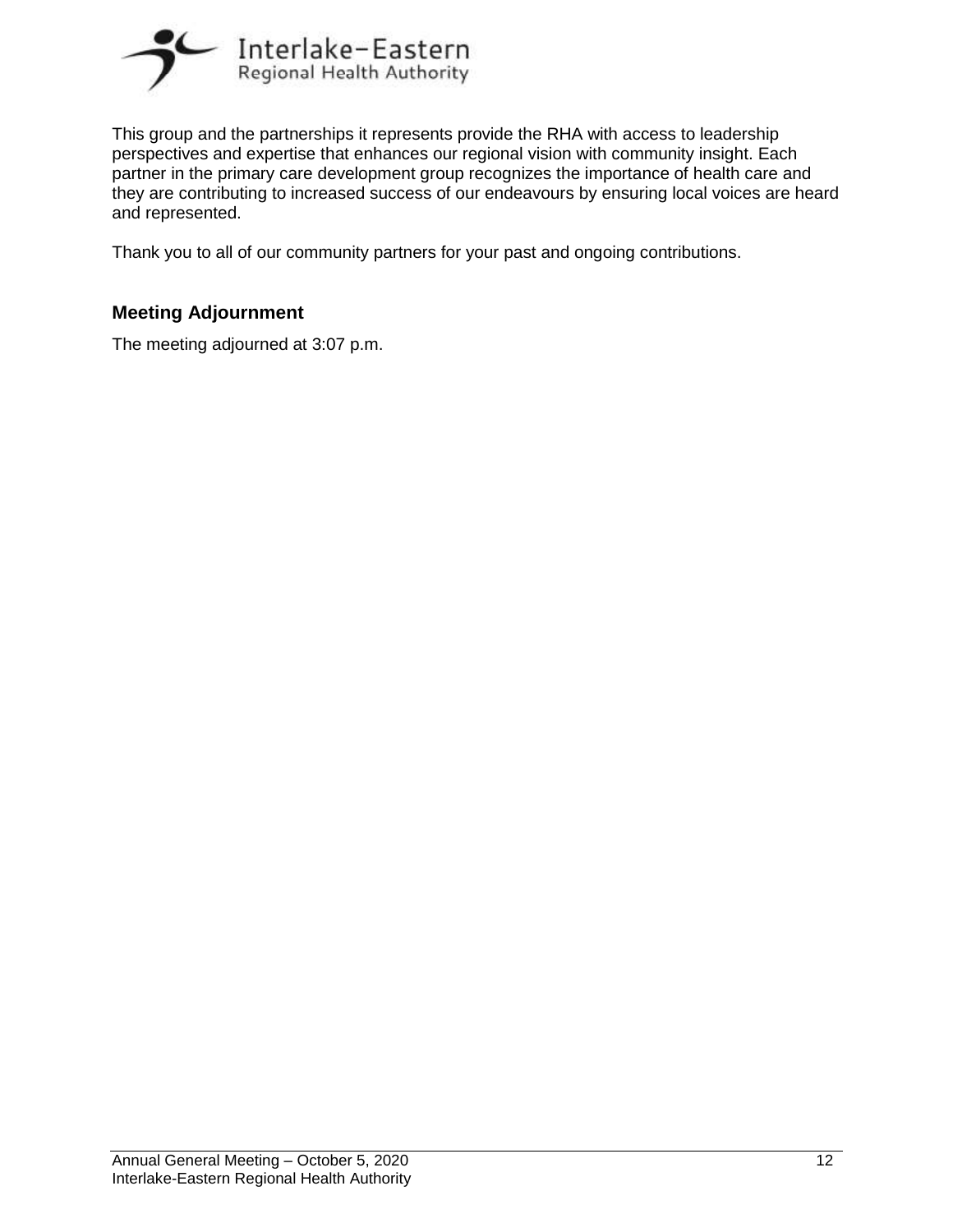This group and the partnerships it represents provide the RHA with access to leadership perspectives and expertise that enhances our regional vision with community insight. Each partner in the primary care development group recognizes the importance of health care and they are contributing to increased success of our endeavours by ensuring local voices are heard and represented.

Thank you to all of our community partners for your past and ongoing contributions.

## Meeting Adjournment

The meeting adjourned at 3:07 p.m.